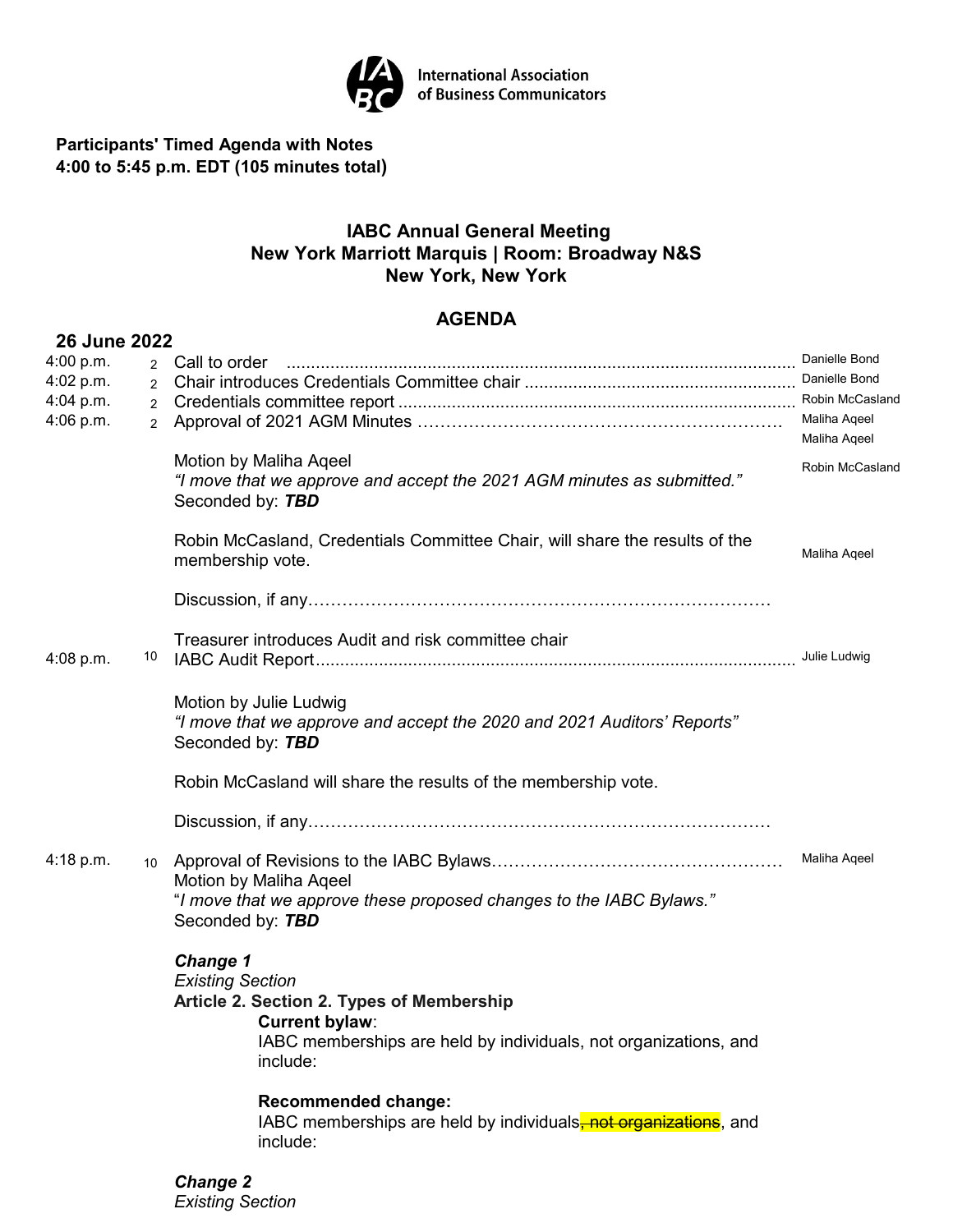International Association of Business Communicators

**Participants' Timed Agenda with Notes**
**4:00 to 5:45 p.m. EDT (105 minutes total)**

## IABC Annual General Meeting
## New York Marriott Marquis | Room: Broadway N&S
## New York, New York

## AGENDA

### 26 June 2022

| Time | Min. | Item | Presenter |
|---|---|---|---|
| 4:00 p.m. | 2 | Call to order | Danielle Bond |
| 4:02 p.m. | 2 | Chair introduces Credentials Committee chair | Danielle Bond |
| 4:04 p.m. | 2 | Credentials committee report | Robin McCasland |
| 4:06 p.m. | 2 | Approval of 2021 AGM Minutes | Maliha Aqeel |

Maliha Aqeel

Motion by Maliha Aqeel
*"I move that we approve and accept the 2021 AGM minutes as submitted."*
Seconded by: ***TBD***

Robin McCasland

Robin McCasland, Credentials Committee Chair, will share the results of the membership vote.

Maliha Aqeel

Discussion, if any…

Treasurer introduces Audit and risk committee chair

| Time | Min. | Item | Presenter |
|---|---|---|---|
| 4:08 p.m. | 10 | IABC Audit Report | Julie Ludwig |

Motion by Julie Ludwig
*"I move that we approve and accept the 2020 and 2021 Auditors' Reports"*
Seconded by: ***TBD***

Robin McCasland will share the results of the membership vote.

Discussion, if any…

| Time | Min. | Item | Presenter |
|---|---|---|---|
| 4:18 p.m. | 10 | Approval of Revisions to the IABC Bylaws | Maliha Aqeel |

Motion by Maliha Aqeel
"*I move that we approve these proposed changes to the IABC Bylaws.*"
Seconded by: ***TBD***

***Change 1***
*Existing Section*
**Article 2. Section 2. Types of Membership**

**Current bylaw**:
IABC memberships are held by individuals, not organizations, and include:

**Recommended change:**
IABC memberships are held by individuals~~, not organizations~~, and include:

***Change 2***
*Existing Section*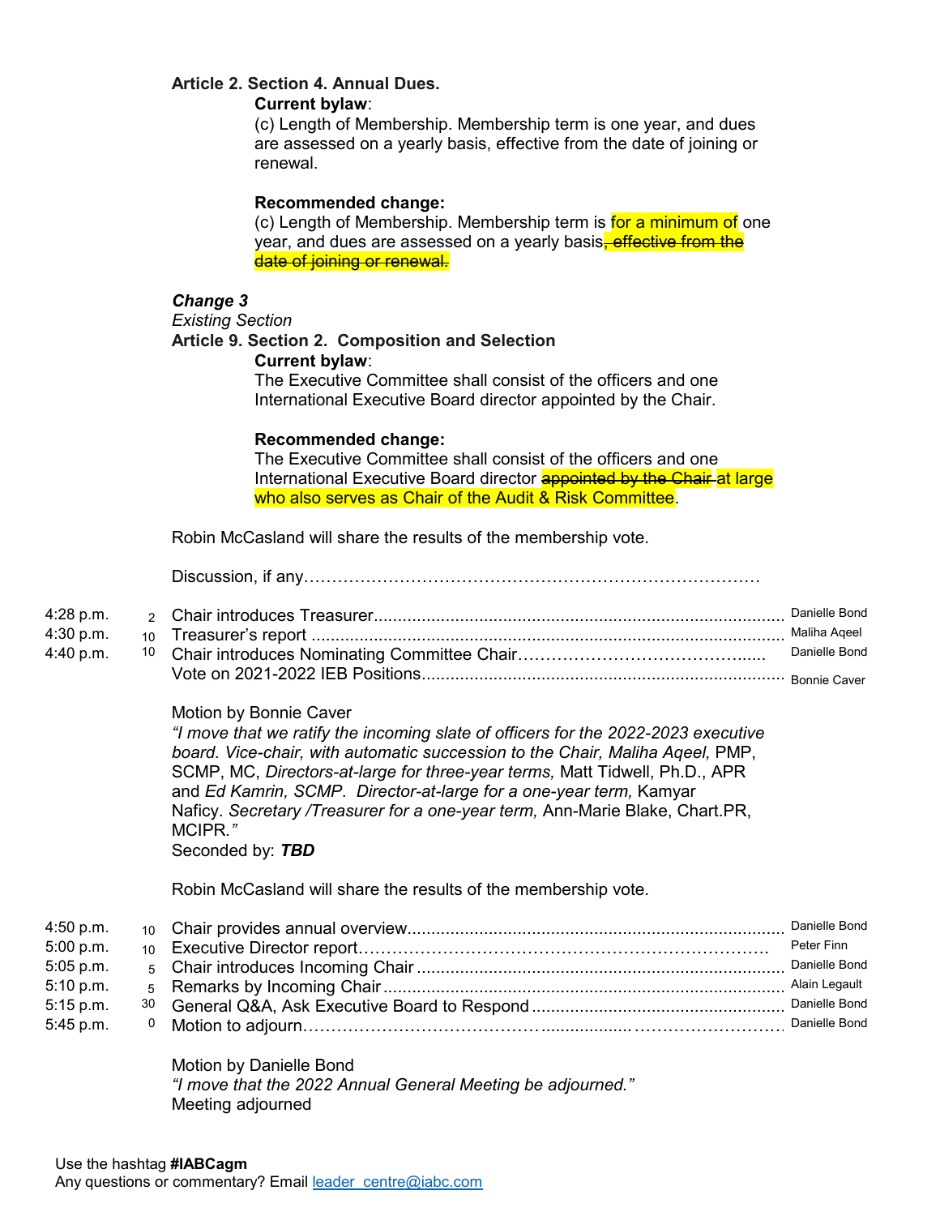**Article 2. Section 4. Annual Dues.**

**Current bylaw**:

(c) Length of Membership. Membership term is one year, and dues are assessed on a yearly basis, effective from the date of joining or renewal.

**Recommended change:**

(c) Length of Membership. Membership term is for a minimum of one year, and dues are assessed on a yearly basis~~, effective from the date of joining or renewal.~~

***Change 3***

*Existing Section*

**Article 9. Section 2. Composition and Selection**

**Current bylaw**:

The Executive Committee shall consist of the officers and one International Executive Board director appointed by the Chair.

**Recommended change:**

The Executive Committee shall consist of the officers and one International Executive Board director ~~appointed by the Chair~~ at large who also serves as Chair of the Audit & Risk Committee.

Robin McCasland will share the results of the membership vote.

Discussion, if any……………………………………………………………………

| | | | |
|---|---|---|---|
| 4:28 p.m. | 2 | Chair introduces Treasurer | Danielle Bond |
| 4:30 p.m. | 10 | Treasurer's report | Maliha Aqeel |
| 4:40 p.m. | 10 | Chair introduces Nominating Committee Chair | Danielle Bond |
| | | Vote on 2021-2022 IEB Positions | Bonnie Caver |

Motion by Bonnie Caver

*"I move that we ratify the incoming slate of officers for the 2022-2023 executive board. Vice-chair, with automatic succession to the Chair, Maliha Aqeel,* PMP, SCMP, MC, *Directors-at-large for three-year terms,* Matt Tidwell, Ph.D., APR and *Ed Kamrin, SCMP*. *Director-at-large for a one-year term,* Kamyar Naficy. *Secretary /Treasurer for a one-year term,* Ann-Marie Blake, Chart.PR, MCIPR.*"*

Seconded by: ***TBD***

Robin McCasland will share the results of the membership vote.

| | | | |
|---|---|---|---|
| 4:50 p.m. | 10 | Chair provides annual overview | Danielle Bond |
| 5:00 p.m. | 10 | Executive Director report | Peter Finn |
| 5:05 p.m. | 5 | Chair introduces Incoming Chair | Danielle Bond |
| 5:10 p.m. | 5 | Remarks by Incoming Chair | Alain Legault |
| 5:15 p.m. | 30 | General Q&A, Ask Executive Board to Respond | Danielle Bond |
| 5:45 p.m. | 0 | Motion to adjourn | Danielle Bond |

Motion by Danielle Bond

*"I move that the 2022 Annual General Meeting be adjourned."*

Meeting adjourned

Use the hashtag **#IABCagm**

Any questions or commentary? Email leader_centre@iabc.com